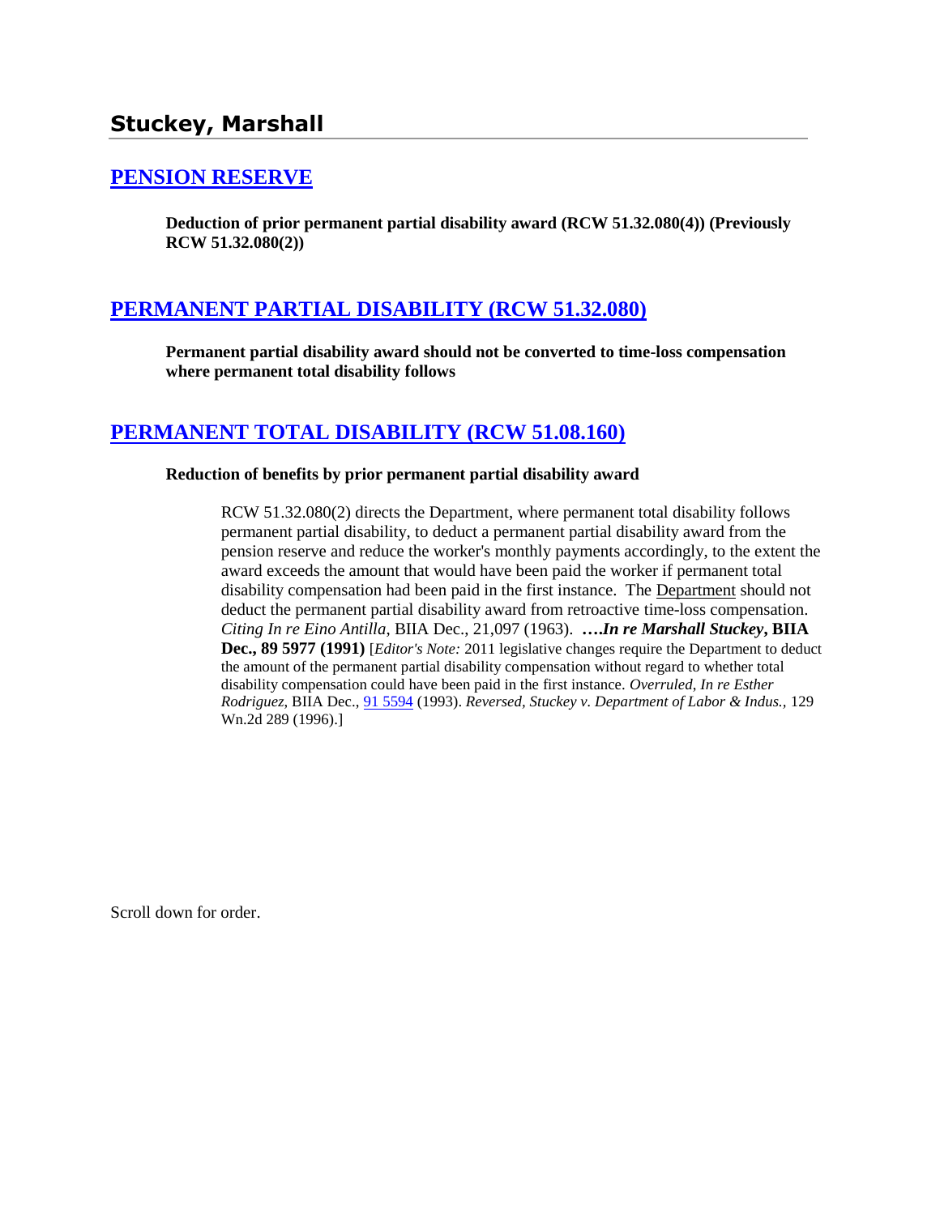## Stuckey, Marshall

### [PENSION RESERVE]

**Deduction of prior permanent partial disability award (RCW 51.32.080(4)) (Previously RCW 51.32.080(2))**

### [PERMANENT PARTIAL DISABILITY (RCW 51.32.080)]

**Permanent partial disability award should not be converted to time-loss compensation where permanent total disability follows**

### [PERMANENT TOTAL DISABILITY (RCW 51.08.160)]

**Reduction of benefits by prior permanent partial disability award**

> RCW 51.32.080(2) directs the Department, where permanent total disability follows permanent partial disability, to deduct a permanent partial disability award from the pension reserve and reduce the worker's monthly payments accordingly, to the extent the award exceeds the amount that would have been paid the worker if permanent total disability compensation had been paid in the first instance. The Department should not deduct the permanent partial disability award from retroactive time-loss compensation. *Citing In re Eino Antilla*, BIIA Dec., 21,097 (1963). ****….In re Marshall Stuckey*, BIIA Dec., 89 5977 (1991)** [*Editor's Note:* 2011 legislative changes require the Department to deduct the amount of the permanent partial disability compensation without regard to whether total disability compensation could have been paid in the first instance. *Overruled*, *In re Esther Rodriguez,* BIIA Dec., [91 5594] (1993). *Reversed, Stuckey v. Department of Labor & Indus.,* 129 Wn.2d 289 (1996).]

Scroll down for order.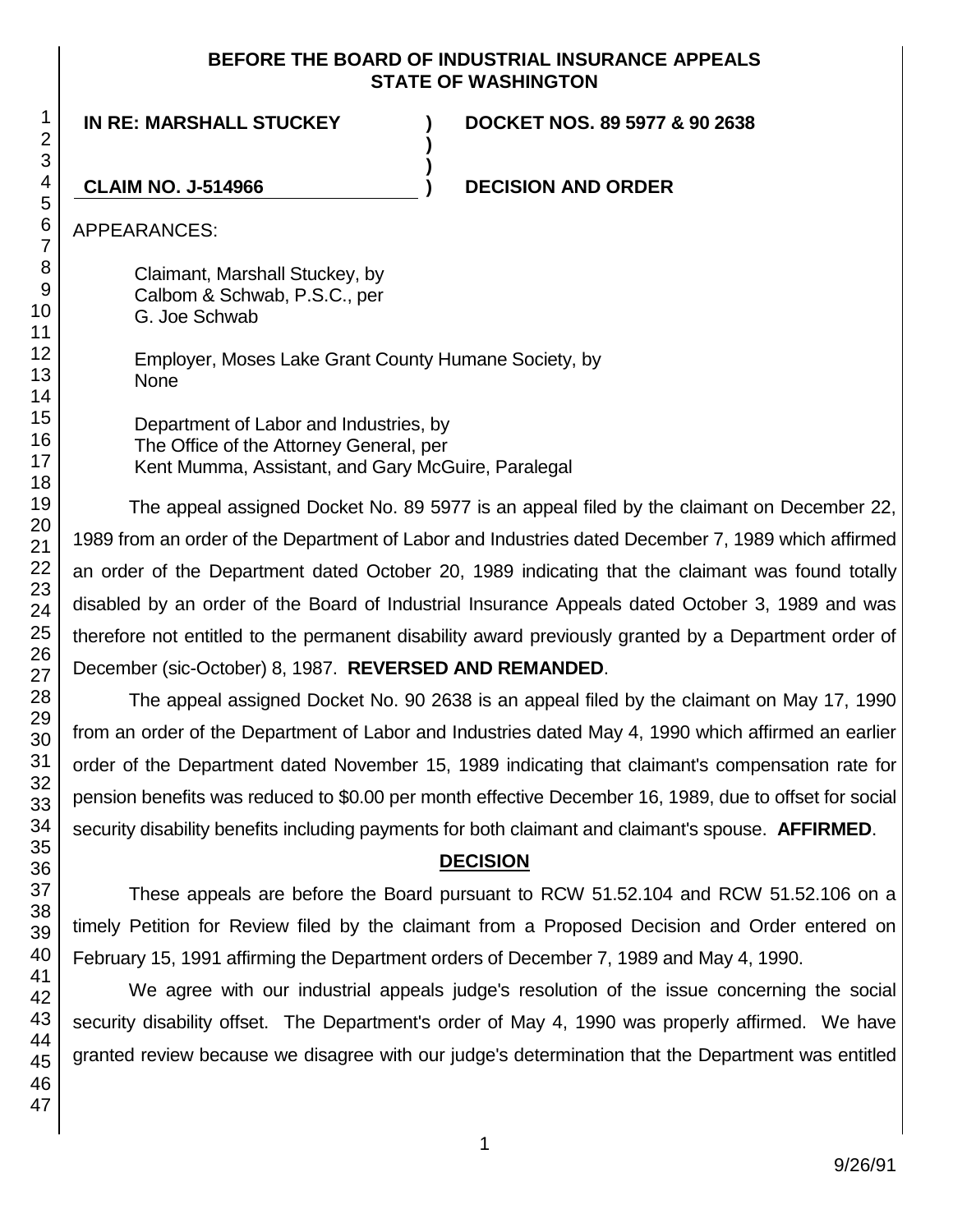**BEFORE THE BOARD OF INDUSTRIAL INSURANCE APPEALS**
**STATE OF WASHINGTON**

| | | |
|---|---|---|
| **IN RE: MARSHALL STUCKEY** | **)** | **DOCKET NOS. 89 5977 & 90 2638** |
| | **)** | |
| | **)** | |
| **CLAIM NO. J-514966** | **)** | **DECISION AND ORDER** |

APPEARANCES:

Claimant, Marshall Stuckey, by
Calbom & Schwab, P.S.C., per
G. Joe Schwab

Employer, Moses Lake Grant County Humane Society, by
None

Department of Labor and Industries, by
The Office of the Attorney General, per
Kent Mumma, Assistant, and Gary McGuire, Paralegal

The appeal assigned Docket No. 89 5977 is an appeal filed by the claimant on December 22, 1989 from an order of the Department of Labor and Industries dated December 7, 1989 which affirmed an order of the Department dated October 20, 1989 indicating that the claimant was found totally disabled by an order of the Board of Industrial Insurance Appeals dated October 3, 1989 and was therefore not entitled to the permanent disability award previously granted by a Department order of December (sic-October) 8, 1987. **REVERSED AND REMANDED**.

The appeal assigned Docket No. 90 2638 is an appeal filed by the claimant on May 17, 1990 from an order of the Department of Labor and Industries dated May 4, 1990 which affirmed an earlier order of the Department dated November 15, 1989 indicating that claimant's compensation rate for pension benefits was reduced to $0.00 per month effective December 16, 1989, due to offset for social security disability benefits including payments for both claimant and claimant's spouse. **AFFIRMED**.

## DECISION

These appeals are before the Board pursuant to RCW 51.52.104 and RCW 51.52.106 on a timely Petition for Review filed by the claimant from a Proposed Decision and Order entered on February 15, 1991 affirming the Department orders of December 7, 1989 and May 4, 1990.

We agree with our industrial appeals judge's resolution of the issue concerning the social security disability offset. The Department's order of May 4, 1990 was properly affirmed. We have granted review because we disagree with our judge's determination that the Department was entitled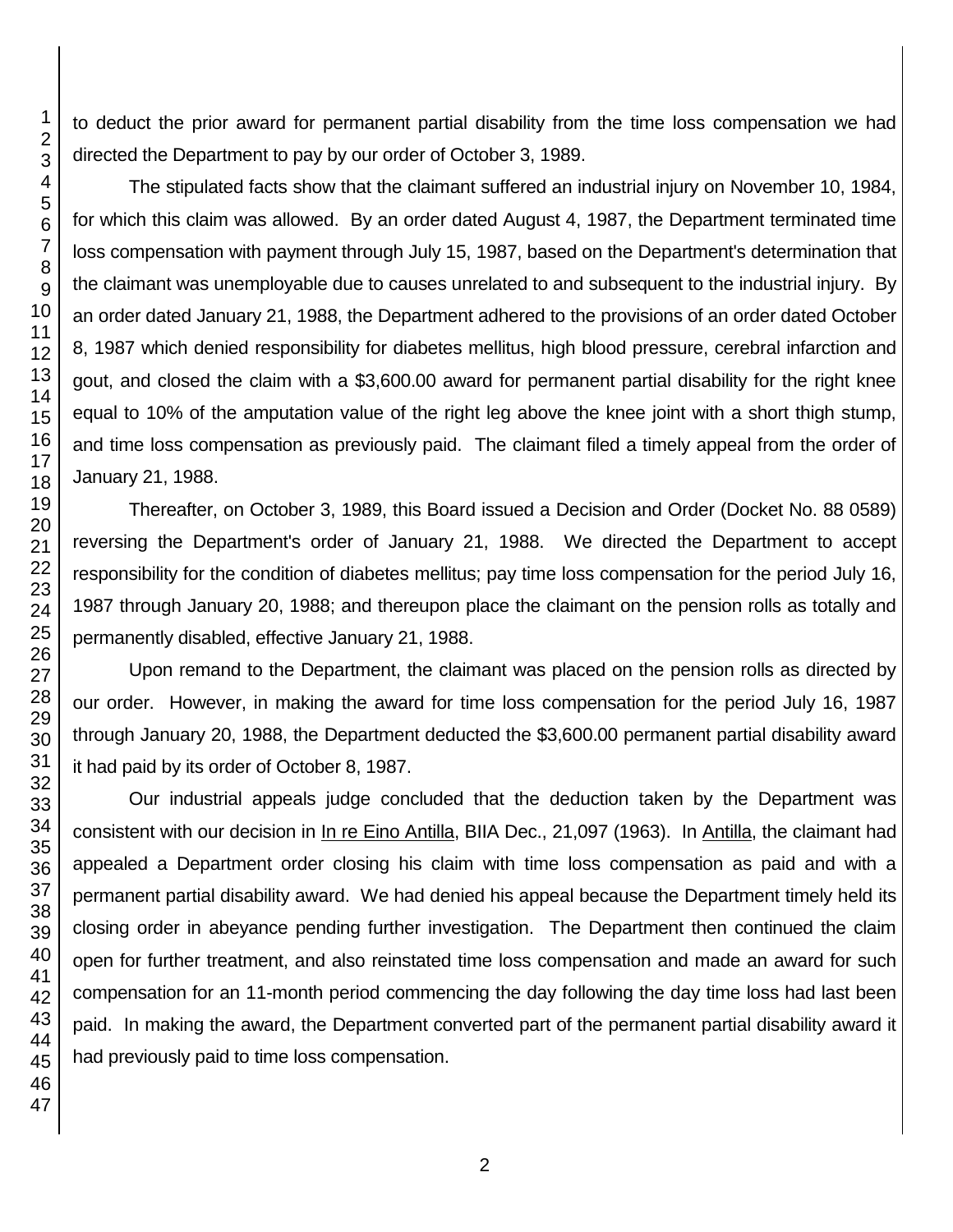to deduct the prior award for permanent partial disability from the time loss compensation we had directed the Department to pay by our order of October 3, 1989.

The stipulated facts show that the claimant suffered an industrial injury on November 10, 1984, for which this claim was allowed. By an order dated August 4, 1987, the Department terminated time loss compensation with payment through July 15, 1987, based on the Department's determination that the claimant was unemployable due to causes unrelated to and subsequent to the industrial injury. By an order dated January 21, 1988, the Department adhered to the provisions of an order dated October 8, 1987 which denied responsibility for diabetes mellitus, high blood pressure, cerebral infarction and gout, and closed the claim with a $3,600.00 award for permanent partial disability for the right knee equal to 10% of the amputation value of the right leg above the knee joint with a short thigh stump, and time loss compensation as previously paid. The claimant filed a timely appeal from the order of January 21, 1988.

Thereafter, on October 3, 1989, this Board issued a Decision and Order (Docket No. 88 0589) reversing the Department's order of January 21, 1988. We directed the Department to accept responsibility for the condition of diabetes mellitus; pay time loss compensation for the period July 16, 1987 through January 20, 1988; and thereupon place the claimant on the pension rolls as totally and permanently disabled, effective January 21, 1988.

Upon remand to the Department, the claimant was placed on the pension rolls as directed by our order. However, in making the award for time loss compensation for the period July 16, 1987 through January 20, 1988, the Department deducted the $3,600.00 permanent partial disability award it had paid by its order of October 8, 1987.

Our industrial appeals judge concluded that the deduction taken by the Department was consistent with our decision in In re Eino Antilla, BIIA Dec., 21,097 (1963). In Antilla, the claimant had appealed a Department order closing his claim with time loss compensation as paid and with a permanent partial disability award. We had denied his appeal because the Department timely held its closing order in abeyance pending further investigation. The Department then continued the claim open for further treatment, and also reinstated time loss compensation and made an award for such compensation for an 11-month period commencing the day following the day time loss had last been paid. In making the award, the Department converted part of the permanent partial disability award it had previously paid to time loss compensation.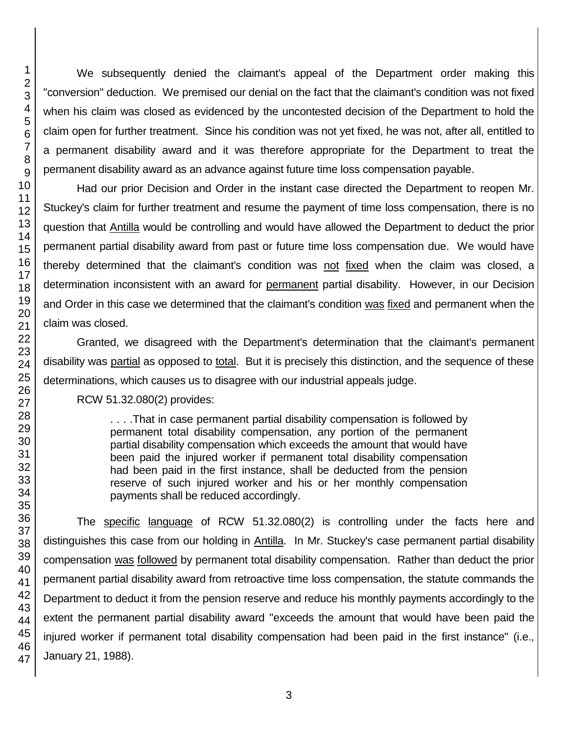We subsequently denied the claimant's appeal of the Department order making this "conversion" deduction. We premised our denial on the fact that the claimant's condition was not fixed when his claim was closed as evidenced by the uncontested decision of the Department to hold the claim open for further treatment. Since his condition was not yet fixed, he was not, after all, entitled to a permanent disability award and it was therefore appropriate for the Department to treat the permanent disability award as an advance against future time loss compensation payable.

Had our prior Decision and Order in the instant case directed the Department to reopen Mr. Stuckey's claim for further treatment and resume the payment of time loss compensation, there is no question that Antilla would be controlling and would have allowed the Department to deduct the prior permanent partial disability award from past or future time loss compensation due. We would have thereby determined that the claimant's condition was not fixed when the claim was closed, a determination inconsistent with an award for permanent partial disability. However, in our Decision and Order in this case we determined that the claimant's condition was fixed and permanent when the claim was closed.

Granted, we disagreed with the Department's determination that the claimant's permanent disability was partial as opposed to total. But it is precisely this distinction, and the sequence of these determinations, which causes us to disagree with our industrial appeals judge.

RCW 51.32.080(2) provides:

> . . . .That in case permanent partial disability compensation is followed by permanent total disability compensation, any portion of the permanent partial disability compensation which exceeds the amount that would have been paid the injured worker if permanent total disability compensation had been paid in the first instance, shall be deducted from the pension reserve of such injured worker and his or her monthly compensation payments shall be reduced accordingly.

The specific language of RCW 51.32.080(2) is controlling under the facts here and distinguishes this case from our holding in Antilla. In Mr. Stuckey's case permanent partial disability compensation was followed by permanent total disability compensation. Rather than deduct the prior permanent partial disability award from retroactive time loss compensation, the statute commands the Department to deduct it from the pension reserve and reduce his monthly payments accordingly to the extent the permanent partial disability award "exceeds the amount that would have been paid the injured worker if permanent total disability compensation had been paid in the first instance" (i.e., January 21, 1988).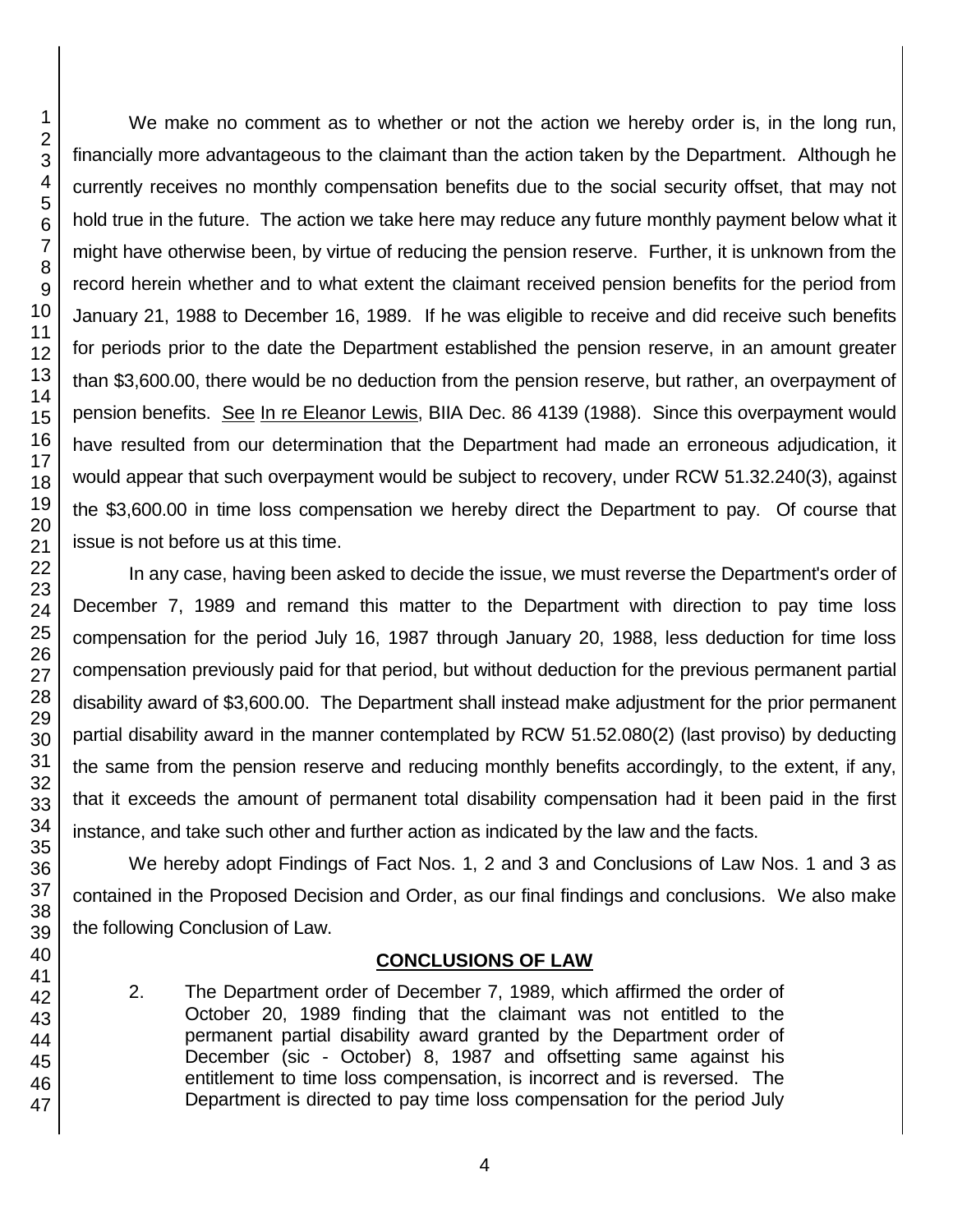We make no comment as to whether or not the action we hereby order is, in the long run, financially more advantageous to the claimant than the action taken by the Department. Although he currently receives no monthly compensation benefits due to the social security offset, that may not hold true in the future. The action we take here may reduce any future monthly payment below what it might have otherwise been, by virtue of reducing the pension reserve. Further, it is unknown from the record herein whether and to what extent the claimant received pension benefits for the period from January 21, 1988 to December 16, 1989. If he was eligible to receive and did receive such benefits for periods prior to the date the Department established the pension reserve, in an amount greater than $3,600.00, there would be no deduction from the pension reserve, but rather, an overpayment of pension benefits. See In re Eleanor Lewis, BIIA Dec. 86 4139 (1988). Since this overpayment would have resulted from our determination that the Department had made an erroneous adjudication, it would appear that such overpayment would be subject to recovery, under RCW 51.32.240(3), against the $3,600.00 in time loss compensation we hereby direct the Department to pay. Of course that issue is not before us at this time.

In any case, having been asked to decide the issue, we must reverse the Department's order of December 7, 1989 and remand this matter to the Department with direction to pay time loss compensation for the period July 16, 1987 through January 20, 1988, less deduction for time loss compensation previously paid for that period, but without deduction for the previous permanent partial disability award of $3,600.00. The Department shall instead make adjustment for the prior permanent partial disability award in the manner contemplated by RCW 51.52.080(2) (last proviso) by deducting the same from the pension reserve and reducing monthly benefits accordingly, to the extent, if any, that it exceeds the amount of permanent total disability compensation had it been paid in the first instance, and take such other and further action as indicated by the law and the facts.

We hereby adopt Findings of Fact Nos. 1, 2 and 3 and Conclusions of Law Nos. 1 and 3 as contained in the Proposed Decision and Order, as our final findings and conclusions. We also make the following Conclusion of Law.

## CONCLUSIONS OF LAW

2. The Department order of December 7, 1989, which affirmed the order of October 20, 1989 finding that the claimant was not entitled to the permanent partial disability award granted by the Department order of December (sic - October) 8, 1987 and offsetting same against his entitlement to time loss compensation, is incorrect and is reversed. The Department is directed to pay time loss compensation for the period July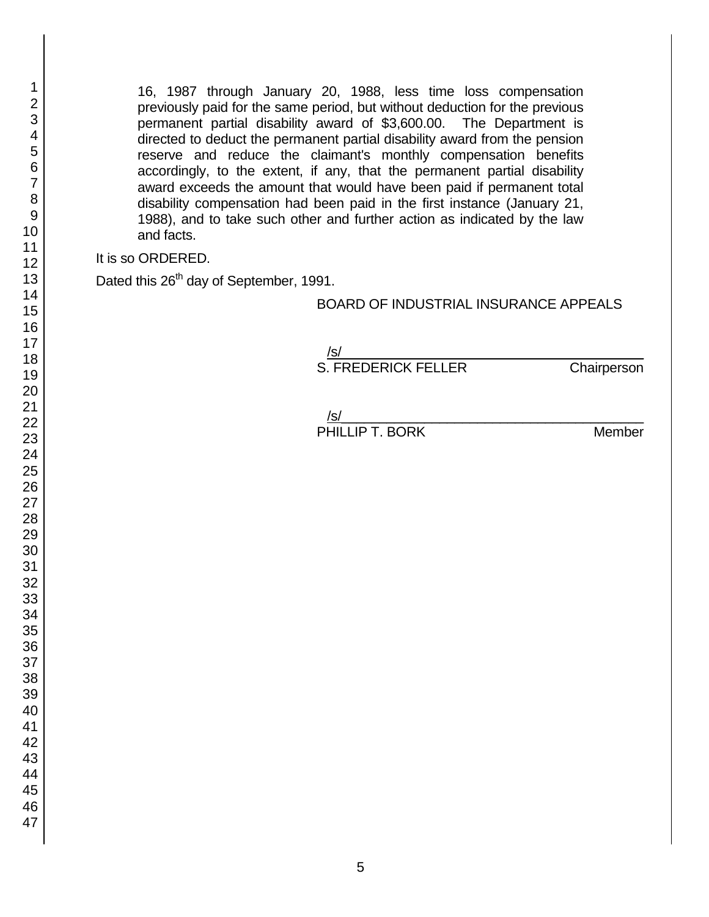16, 1987 through January 20, 1988, less time loss compensation previously paid for the same period, but without deduction for the previous permanent partial disability award of $3,600.00. The Department is directed to deduct the permanent partial disability award from the pension reserve and reduce the claimant's monthly compensation benefits accordingly, to the extent, if any, that the permanent partial disability award exceeds the amount that would have been paid if permanent total disability compensation had been paid in the first instance (January 21, 1988), and to take such other and further action as indicated by the law and facts.

It is so ORDERED.

Dated this 26th day of September, 1991.

BOARD OF INDUSTRIAL INSURANCE APPEALS

/s/
S. FREDERICK FELLER Chairperson

/s/
PHILLIP T. BORK Member